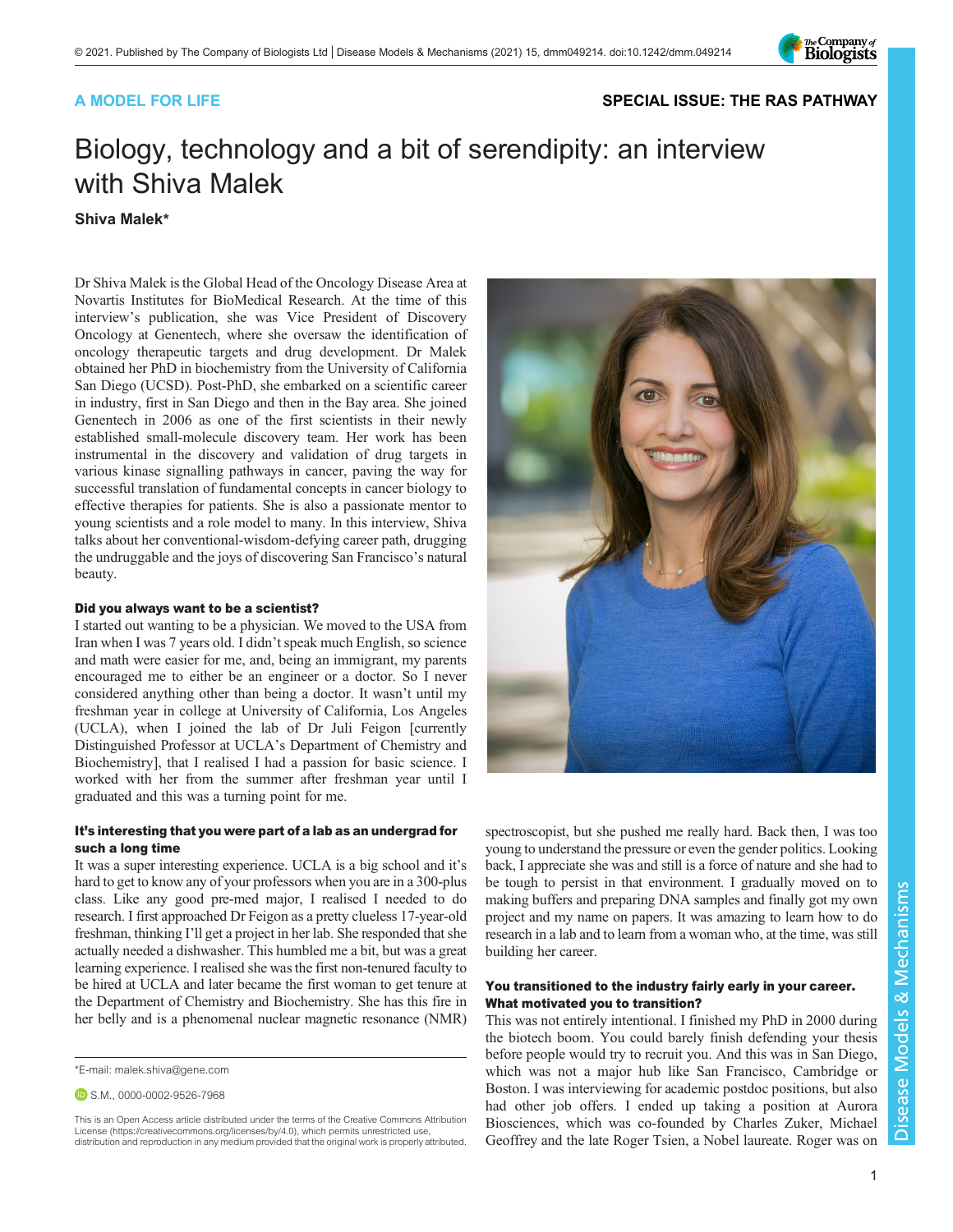A MODEL FOR LIFE

SPECIAL ISSUE: THE RAS PATHWAY

# Biology, technology and a bit of serendipity: an interview with Shiva Malek

**Shiva Malek***

Dr Shiva Malek is the Global Head of the Oncology Disease Area at Novartis Institutes for BioMedical Research. At the time of this interview's publication, she was Vice President of Discovery Oncology at Genentech, where she oversaw the identification of oncology therapeutic targets and drug development. Dr Malek obtained her PhD in biochemistry from the University of California San Diego (UCSD). Post-PhD, she embarked on a scientific career in industry, first in San Diego and then in the Bay area. She joined Genentech in 2006 as one of the first scientists in their newly established small-molecule discovery team. Her work has been instrumental in the discovery and validation of drug targets in various kinase signalling pathways in cancer, paving the way for successful translation of fundamental concepts in cancer biology to effective therapies for patients. She is also a passionate mentor to young scientists and a role model to many. In this interview, Shiva talks about her conventional-wisdom-defying career path, drugging the undruggable and the joys of discovering San Francisco's natural beauty.

#### Did you always want to be a scientist?

I started out wanting to be a physician. We moved to the USA from Iran when I was 7 years old. I didn't speak much English, so science and math were easier for me, and, being an immigrant, my parents encouraged me to either be an engineer or a doctor. So I never considered anything other than being a doctor. It wasn't until my freshman year in college at University of California, Los Angeles (UCLA), when I joined the lab of Dr Juli Feigon [currently Distinguished Professor at UCLA's Department of Chemistry and Biochemistry], that I realised I had a passion for basic science. I worked with her from the summer after freshman year until I graduated and this was a turning point for me.

#### It's interesting that you were part of a lab as an undergrad for such a long time

It was a super interesting experience. UCLA is a big school and it's hard to get to know any of your professors when you are in a 300-plus class. Like any good pre-med major, I realised I needed to do research. I first approached Dr Feigon as a pretty clueless 17-year-old freshman, thinking I'll get a project in her lab. She responded that she actually needed a dishwasher. This humbled me a bit, but was a great learning experience. I realised she was the first non-tenured faculty to be hired at UCLA and later became the first woman to get tenure at the Department of Chemistry and Biochemistry. She has this fire in her belly and is a phenomenal nuclear magnetic resonance (NMR) spectroscopist, but she pushed me really hard. Back then, I was too young to understand the pressure or even the gender politics. Looking back, I appreciate she was and still is a force of nature and she had to be tough to persist in that environment. I gradually moved on to making buffers and preparing DNA samples and finally got my own project and my name on papers. It was amazing to learn how to do research in a lab and to learn from a woman who, at the time, was still building her career.

#### You transitioned to the industry fairly early in your career. What motivated you to transition?

This was not entirely intentional. I finished my PhD in 2000 during the biotech boom. You could barely finish defending your thesis before people would try to recruit you. And this was in San Diego, which was not a major hub like San Francisco, Cambridge or Boston. I was interviewing for academic postdoc positions, but also had other job offers. I ended up taking a position at Aurora Biosciences, which was co-founded by Charles Zuker, Michael Geoffrey and the late Roger Tsien, a Nobel laureate. Roger was on

*E-mail: malek.shiva@gene.com

S.M., 0000-0002-9526-7968

This is an Open Access article distributed under the terms of the Creative Commons Attribution License (https://creativecommons.org/licenses/by/4.0), which permits unrestricted use, distribution and reproduction in any medium provided that the original work is properly attributed.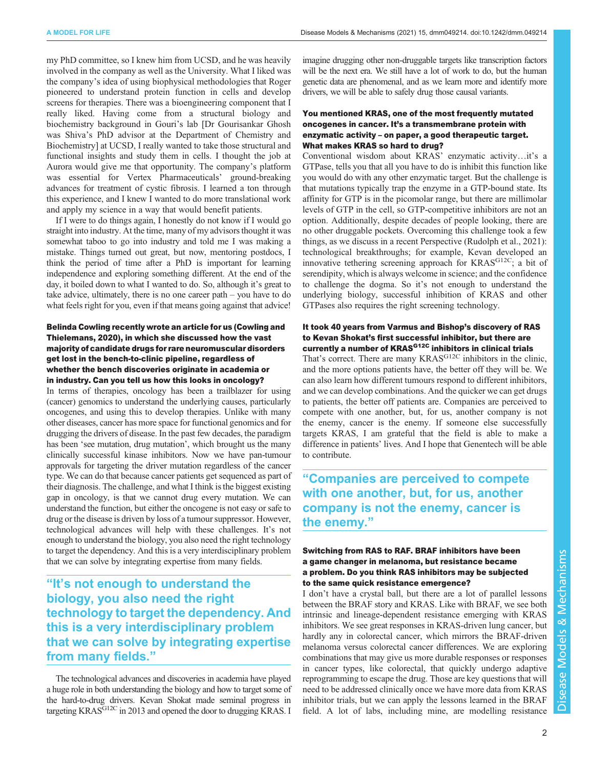my PhD committee, so I knew him from UCSD, and he was heavily involved in the company as well as the University. What I liked was the company's idea of using biophysical methodologies that Roger pioneered to understand protein function in cells and develop screens for therapies. There was a bioengineering component that I really liked. Having come from a structural biology and biochemistry background in Gouri's lab [Dr Gourisankar Ghosh was Shiva's PhD advisor at the Department of Chemistry and Biochemistry] at UCSD, I really wanted to take those structural and functional insights and study them in cells. I thought the job at Aurora would give me that opportunity. The company's platform was essential for Vertex Pharmaceuticals' ground-breaking advances for treatment of cystic fibrosis. I learned a ton through this experience, and I knew I wanted to do more translational work and apply my science in a way that would benefit patients.

If I were to do things again, I honestly do not know if I would go straight into industry. At the time, many of my advisors thought it was somewhat taboo to go into industry and told me I was making a mistake. Things turned out great, but now, mentoring postdocs, I think the period of time after a PhD is important for learning independence and exploring something different. At the end of the day, it boiled down to what I wanted to do. So, although it's great to take advice, ultimately, there is no one career path – you have to do what feels right for you, even if that means going against that advice!

**Belinda Cowling recently wrote an article for us (Cowling and Thielemans, 2020), in which she discussed how the vast majority of candidate drugs for rare neuromuscular disorders get lost in the bench-to-clinic pipeline, regardless of whether the bench discoveries originate in academia or in industry. Can you tell us how this looks in oncology?**

In terms of therapies, oncology has been a trailblazer for using (cancer) genomics to understand the underlying causes, particularly oncogenes, and using this to develop therapies. Unlike with many other diseases, cancer has more space for functional genomics and for drugging the drivers of disease. In the past few decades, the paradigm has been 'see mutation, drug mutation', which brought us the many clinically successful kinase inhibitors. Now we have pan-tumour approvals for targeting the driver mutation regardless of the cancer type. We can do that because cancer patients get sequenced as part of their diagnosis. The challenge, and what I think is the biggest existing gap in oncology, is that we cannot drug every mutation. We can understand the function, but either the oncogene is not easy or safe to drug or the disease is driven by loss of a tumour suppressor. However, technological advances will help with these challenges. It's not enough to understand the biology, you also need the right technology to target the dependency. And this is a very interdisciplinary problem that we can solve by integrating expertise from many fields.

> "It's not enough to understand the biology, you also need the right technology to target the dependency. And this is a very interdisciplinary problem that we can solve by integrating expertise from many fields."

The technological advances and discoveries in academia have played a huge role in both understanding the biology and how to target some of the hard-to-drug drivers. Kevan Shokat made seminal progress in targeting KRAS$^{G12C}$ in 2013 and opened the door to drugging KRAS. I imagine drugging other non-druggable targets like transcription factors will be the next era. We still have a lot of work to do, but the human genetic data are phenomenal, and as we learn more and identify more drivers, we will be able to safely drug those causal variants.

**You mentioned KRAS, one of the most frequently mutated oncogenes in cancer. It's a transmembrane protein with enzymatic activity – on paper, a good therapeutic target. What makes KRAS so hard to drug?**

Conventional wisdom about KRAS' enzymatic activity…it's a GTPase, tells you that all you have to do is inhibit this function like you would do with any other enzymatic target. But the challenge is that mutations typically trap the enzyme in a GTP-bound state. Its affinity for GTP is in the picomolar range, but there are millimolar levels of GTP in the cell, so GTP-competitive inhibitors are not an option. Additionally, despite decades of people looking, there are no other druggable pockets. Overcoming this challenge took a few things, as we discuss in a recent Perspective (Rudolph et al., 2021): technological breakthroughs; for example, Kevan developed an innovative tethering screening approach for KRAS$^{G12C}$; a bit of serendipity, which is always welcome in science; and the confidence to challenge the dogma. So it's not enough to understand the underlying biology, successful inhibition of KRAS and other GTPases also requires the right screening technology.

**It took 40 years from Varmus and Bishop's discovery of RAS to Kevan Shokat's first successful inhibitor, but there are currently a number of KRAS$^{G12C}$ inhibitors in clinical trials**

That's correct. There are many KRAS$^{G12C}$ inhibitors in the clinic, and the more options patients have, the better off they will be. We can also learn how different tumours respond to different inhibitors, and we can develop combinations. And the quicker we can get drugs to patients, the better off patients are. Companies are perceived to compete with one another, but, for us, another company is not the enemy, cancer is the enemy. If someone else successfully targets KRAS, I am grateful that the field is able to make a difference in patients' lives. And I hope that Genentech will be able to contribute.

> "Companies are perceived to compete with one another, but, for us, another company is not the enemy, cancer is the enemy."

**Switching from RAS to RAF. BRAF inhibitors have been a game changer in melanoma, but resistance became a problem. Do you think RAS inhibitors may be subjected to the same quick resistance emergence?**

I don't have a crystal ball, but there are a lot of parallel lessons between the BRAF story and KRAS. Like with BRAF, we see both intrinsic and lineage-dependent resistance emerging with KRAS inhibitors. We see great responses in KRAS-driven lung cancer, but hardly any in colorectal cancer, which mirrors the BRAF-driven melanoma versus colorectal cancer differences. We are exploring combinations that may give us more durable responses or responses in cancer types, like colorectal, that quickly undergo adaptive reprogramming to escape the drug. Those are key questions that will need to be addressed clinically once we have more data from KRAS inhibitor trials, but we can apply the lessons learned in the BRAF field. A lot of labs, including mine, are modelling resistance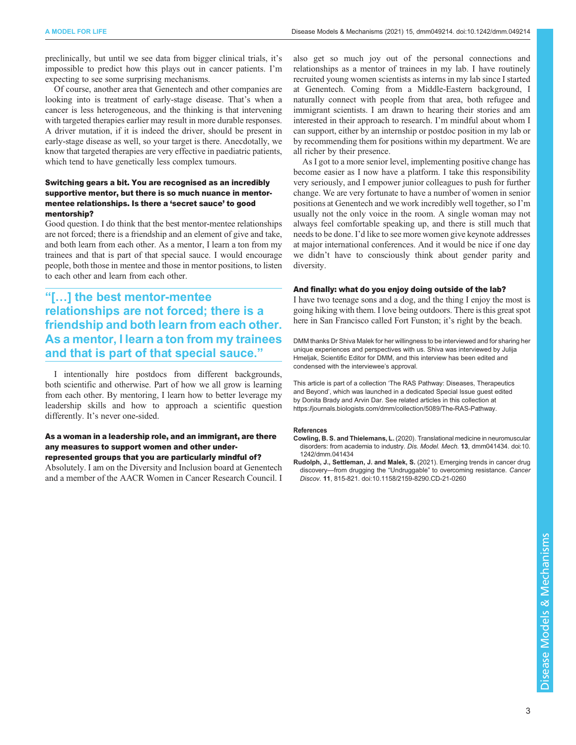preclinically, but until we see data from bigger clinical trials, it's impossible to predict how this plays out in cancer patients. I'm expecting to see some surprising mechanisms.

Of course, another area that Genentech and other companies are looking into is treatment of early-stage disease. That's when a cancer is less heterogeneous, and the thinking is that intervening with targeted therapies earlier may result in more durable responses. A driver mutation, if it is indeed the driver, should be present in early-stage disease as well, so your target is there. Anecdotally, we know that targeted therapies are very effective in paediatric patients, which tend to have genetically less complex tumours.

### Switching gears a bit. You are recognised as an incredibly supportive mentor, but there is so much nuance in mentor-mentee relationships. Is there a 'secret sauce' to good mentorship?

Good question. I do think that the best mentor-mentee relationships are not forced; there is a friendship and an element of give and take, and both learn from each other. As a mentor, I learn a ton from my trainees and that is part of that special sauce. I would encourage people, both those in mentee and those in mentor positions, to listen to each other and learn from each other.

> "[…] the best mentor-mentee relationships are not forced; there is a friendship and both learn from each other. As a mentor, I learn a ton from my trainees and that is part of that special sauce."

I intentionally hire postdocs from different backgrounds, both scientific and otherwise. Part of how we all grow is learning from each other. By mentoring, I learn how to better leverage my leadership skills and how to approach a scientific question differently. It's never one-sided.

### As a woman in a leadership role, and an immigrant, are there any measures to support women and other under-represented groups that you are particularly mindful of?

Absolutely. I am on the Diversity and Inclusion board at Genentech and a member of the AACR Women in Cancer Research Council. I also get so much joy out of the personal connections and relationships as a mentor of trainees in my lab. I have routinely recruited young women scientists as interns in my lab since I started at Genentech. Coming from a Middle-Eastern background, I naturally connect with people from that area, both refugee and immigrant scientists. I am drawn to hearing their stories and am interested in their approach to research. I'm mindful about whom I can support, either by an internship or postdoc position in my lab or by recommending them for positions within my department. We are all richer by their presence.

As I got to a more senior level, implementing positive change has become easier as I now have a platform. I take this responsibility very seriously, and I empower junior colleagues to push for further change. We are very fortunate to have a number of women in senior positions at Genentech and we work incredibly well together, so I'm usually not the only voice in the room. A single woman may not always feel comfortable speaking up, and there is still much that needs to be done. I'd like to see more women give keynote addresses at major international conferences. And it would be nice if one day we didn't have to consciously think about gender parity and diversity.

### And finally: what do you enjoy doing outside of the lab?

I have two teenage sons and a dog, and the thing I enjoy the most is going hiking with them. I love being outdoors. There is this great spot here in San Francisco called Fort Funston; it's right by the beach.

DMM thanks Dr Shiva Malek for her willingness to be interviewed and for sharing her unique experiences and perspectives with us. Shiva was interviewed by Julija Hmeljak, Scientific Editor for DMM, and this interview has been edited and condensed with the interviewee's approval.

This article is part of a collection 'The RAS Pathway: Diseases, Therapeutics and Beyond', which was launched in a dedicated Special Issue guest edited by Donita Brady and Arvin Dar. See related articles in this collection at https://journals.biologists.com/dmm/collection/5089/The-RAS-Pathway.

#### References

**Cowling, B. S. and Thielemans, L.** (2020). Translational medicine in neuromuscular disorders: from academia to industry. *Dis. Model. Mech.* **13**, dmm041434. doi:10.1242/dmm.041434

**Rudolph, J., Settleman, J. and Malek, S.** (2021). Emerging trends in cancer drug discovery—from drugging the "Undruggable" to overcoming resistance. *Cancer Discov.* **11**, 815-821. doi:10.1158/2159-8290.CD-21-0260